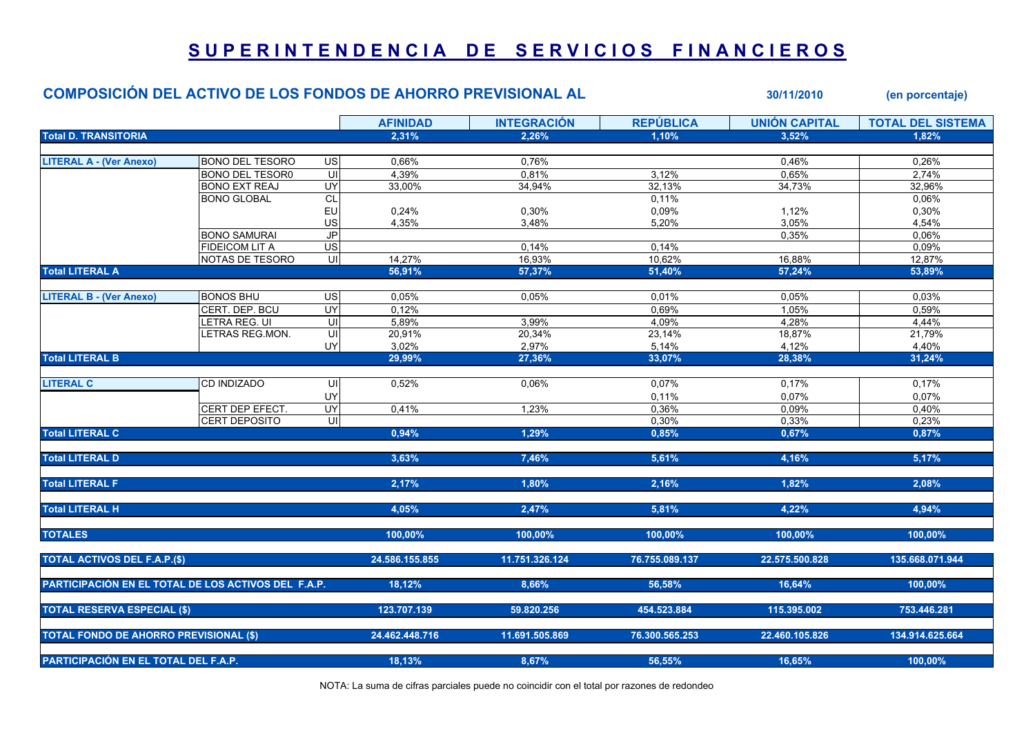# SUPERINTENDENCIA DE SERVICIOS FINANCIEROS

## COMPOSICIÓN DEL ACTIVO DE LOS FONDOS DE AHORRO PREVISIONAL AL 30/11/2010 (en porcentaje)

| | | | AFINIDAD | INTEGRACIÓN | REPÚBLICA | UNIÓN CAPITAL | TOTAL DEL SISTEMA |
|---|---|---|---|---|---|---|---|
| **Total D. TRANSITORIA** | | | 2,31% | 2,26% | 1,10% | 3,52% | 1,82% |
| **LITERAL A - (Ver Anexo)** | BONO DEL TESORO | US | 0,66% | 0,76% | | 0,46% | 0,26% |
| | BONO DEL TESOR0 | UI | 4,39% | 0,81% | 3,12% | 0,65% | 2,74% |
| | BONO EXT REAJ | UY | 33,00% | 34,94% | 32,13% | 34,73% | 32,96% |
| | BONO GLOBAL | CL | | | 0,11% | | 0,06% |
| | | EU | 0,24% | 0,30% | 0,09% | 1,12% | 0,30% |
| | | US | 4,35% | 3,48% | 5,20% | 3,05% | 4,54% |
| | BONO SAMURAI | JP | | | | 0,35% | 0,06% |
| | FIDEICOM LIT A | US | | 0,14% | 0,14% | | 0,09% |
| | NOTAS DE TESORO | UI | 14,27% | 16,93% | 10,62% | 16,88% | 12,87% |
| **Total LITERAL A** | | | 56,91% | 57,37% | 51,40% | 57,24% | 53,89% |
| **LITERAL B - (Ver Anexo)** | BONOS BHU | US | 0,05% | 0,05% | 0,01% | 0,05% | 0,03% |
| | CERT. DEP. BCU | UY | 0,12% | | 0,69% | 1,05% | 0,59% |
| | LETRA REG. UI | UI | 5,89% | 3,99% | 4,09% | 4,28% | 4,44% |
| | LETRAS REG.MON. | UI | 20,91% | 20,34% | 23,14% | 18,87% | 21,79% |
| | | UY | 3,02% | 2,97% | 5,14% | 4,12% | 4,40% |
| **Total LITERAL B** | | | 29,99% | 27,36% | 33,07% | 28,38% | 31,24% |
| **LITERAL C** | CD INDIZADO | UI | 0,52% | 0,06% | 0,07% | 0,17% | 0,17% |
| | | UY | | | 0,11% | 0,07% | 0,07% |
| | CERT DEP EFECT. | UY | 0,41% | 1,23% | 0,36% | 0,09% | 0,40% |
| | CERT DEPOSITO | UI | | | 0,30% | 0,33% | 0,23% |
| **Total LITERAL C** | | | 0,94% | 1,29% | 0,85% | 0,67% | 0,87% |
| **Total LITERAL D** | | | 3,63% | 7,46% | 5,61% | 4,16% | 5,17% |
| **Total LITERAL F** | | | 2,17% | 1,80% | 2,16% | 1,82% | 2,08% |
| **Total LITERAL H** | | | 4,05% | 2,47% | 5,81% | 4,22% | 4,94% |
| **TOTALES** | | | 100,00% | 100,00% | 100,00% | 100,00% | 100,00% |
| **TOTAL ACTIVOS DEL F.A.P.($)** | | | 24.586.155.855 | 11.751.326.124 | 76.755.089.137 | 22.575.500.828 | 135.668.071.944 |
| **PARTICIPACIÓN EN EL TOTAL DE LOS ACTIVOS DEL F.A.P.** | | | 18,12% | 8,66% | 56,58% | 16,64% | 100,00% |
| **TOTAL RESERVA ESPECIAL ($)** | | | 123.707.139 | 59.820.256 | 454.523.884 | 115.395.002 | 753.446.281 |
| **TOTAL FONDO DE AHORRO PREVISIONAL ($)** | | | 24.462.448.716 | 11.691.505.869 | 76.300.565.253 | 22.460.105.826 | 134.914.625.664 |
| **PARTICIPACIÓN EN EL TOTAL DEL F.A.P.** | | | 18,13% | 8,67% | 56,55% | 16,65% | 100,00% |

NOTA: La suma de cifras parciales puede no coincidir con el total por razones de redondeo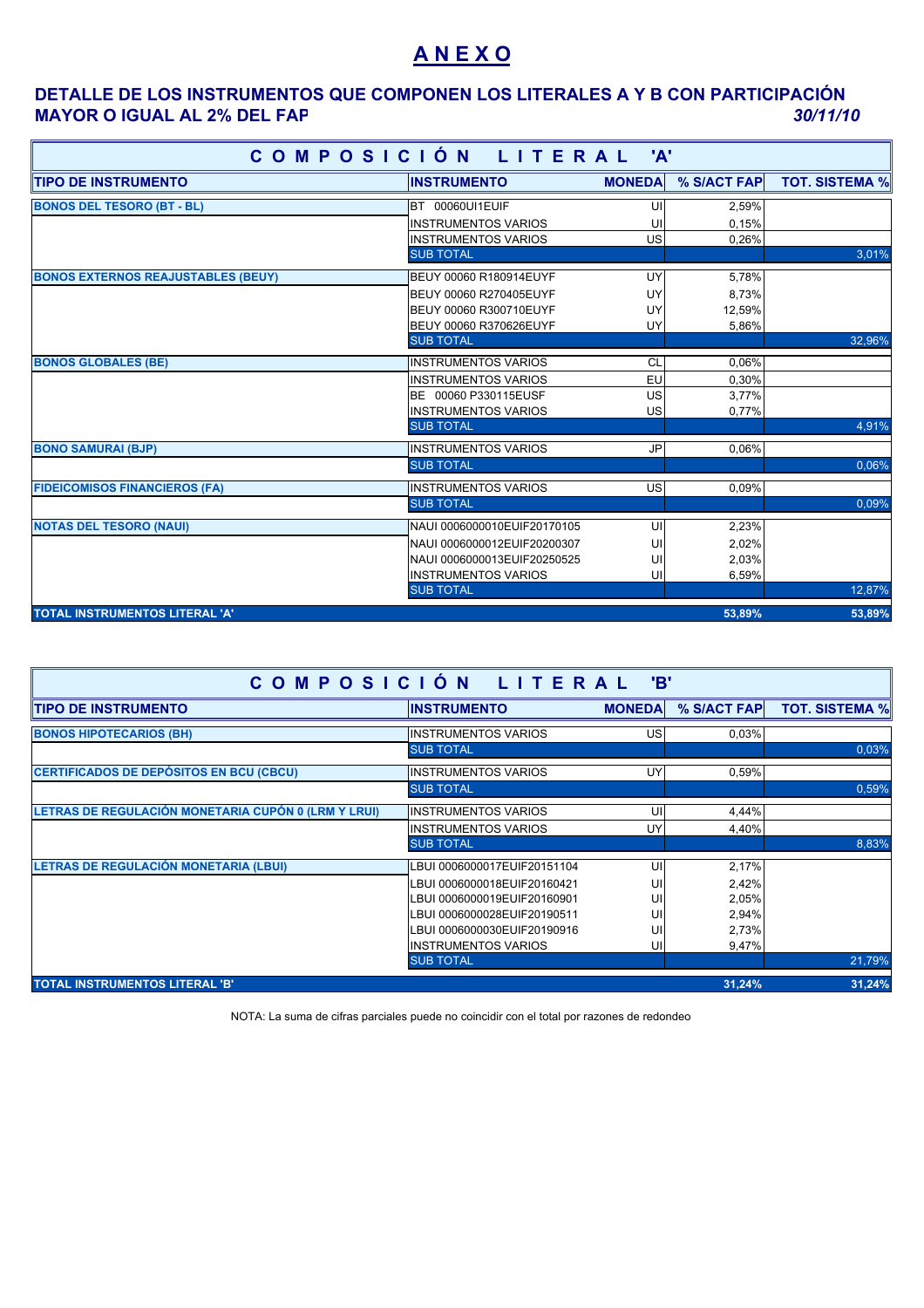# ANEXO

## DETALLE DE LOS INSTRUMENTOS QUE COMPONEN LOS LITERALES A Y B CON PARTICIPACIÓN MAYOR O IGUAL AL 2% DEL FAP

*30/11/10*

### COMPOSICIÓN LITERAL 'A'

| TIPO DE INSTRUMENTO | INSTRUMENTO | MONEDA | % S/ACT FAP | TOT. SISTEMA % |
|---|---|---|---|---|
| BONOS DEL TESORO (BT - BL) | BT 00060UI1EUIF | UI | 2,59% | |
| | INSTRUMENTOS VARIOS | UI | 0,15% | |
| | INSTRUMENTOS VARIOS | US | 0,26% | |
| | SUB TOTAL | | | 3,01% |
| BONOS EXTERNOS REAJUSTABLES (BEUY) | BEUY 00060 R180914EUYF | UY | 5,78% | |
| | BEUY 00060 R270405EUYF | UY | 8,73% | |
| | BEUY 00060 R300710EUYF | UY | 12,59% | |
| | BEUY 00060 R370626EUYF | UY | 5,86% | |
| | SUB TOTAL | | | 32,96% |
| BONOS GLOBALES (BE) | INSTRUMENTOS VARIOS | CL | 0,06% | |
| | INSTRUMENTOS VARIOS | EU | 0,30% | |
| | BE 00060 P330115EUSF | US | 3,77% | |
| | INSTRUMENTOS VARIOS | US | 0,77% | |
| | SUB TOTAL | | | 4,91% |
| BONO SAMURAI (BJP) | INSTRUMENTOS VARIOS | JP | 0,06% | |
| | SUB TOTAL | | | 0,06% |
| FIDEICOMISOS FINANCIEROS (FA) | INSTRUMENTOS VARIOS | US | 0,09% | |
| | SUB TOTAL | | | 0,09% |
| NOTAS DEL TESORO (NAUI) | NAUI 0006000010EUIF20170105 | UI | 2,23% | |
| | NAUI 0006000012EUIF20200307 | UI | 2,02% | |
| | NAUI 0006000013EUIF20250525 | UI | 2,03% | |
| | INSTRUMENTOS VARIOS | UI | 6,59% | |
| | SUB TOTAL | | | 12,87% |
| **TOTAL INSTRUMENTOS LITERAL 'A'** | | | **53,89%** | **53,89%** |

### COMPOSICIÓN LITERAL 'B'

| TIPO DE INSTRUMENTO | INSTRUMENTO | MONEDA | % S/ACT FAP | TOT. SISTEMA % |
|---|---|---|---|---|
| BONOS HIPOTECARIOS (BH) | INSTRUMENTOS VARIOS | US | 0,03% | |
| | SUB TOTAL | | | 0,03% |
| CERTIFICADOS DE DEPÓSITOS EN BCU (CBCU) | INSTRUMENTOS VARIOS | UY | 0,59% | |
| | SUB TOTAL | | | 0,59% |
| LETRAS DE REGULACIÓN MONETARIA CUPÓN 0 (LRM Y LRUI) | INSTRUMENTOS VARIOS | UI | 4,44% | |
| | INSTRUMENTOS VARIOS | UY | 4,40% | |
| | SUB TOTAL | | | 8,83% |
| LETRAS DE REGULACIÓN MONETARIA (LBUI) | LBUI 0006000017EUIF20151104 | UI | 2,17% | |
| | LBUI 0006000018EUIF20160421 | UI | 2,42% | |
| | LBUI 0006000019EUIF20160901 | UI | 2,05% | |
| | LBUI 0006000028EUIF20190511 | UI | 2,94% | |
| | LBUI 0006000030EUIF20190916 | UI | 2,73% | |
| | INSTRUMENTOS VARIOS | UI | 9,47% | |
| | SUB TOTAL | | | 21,79% |
| **TOTAL INSTRUMENTOS LITERAL 'B'** | | | **31,24%** | **31,24%** |

NOTA: La suma de cifras parciales puede no coincidir con el total por razones de redondeo